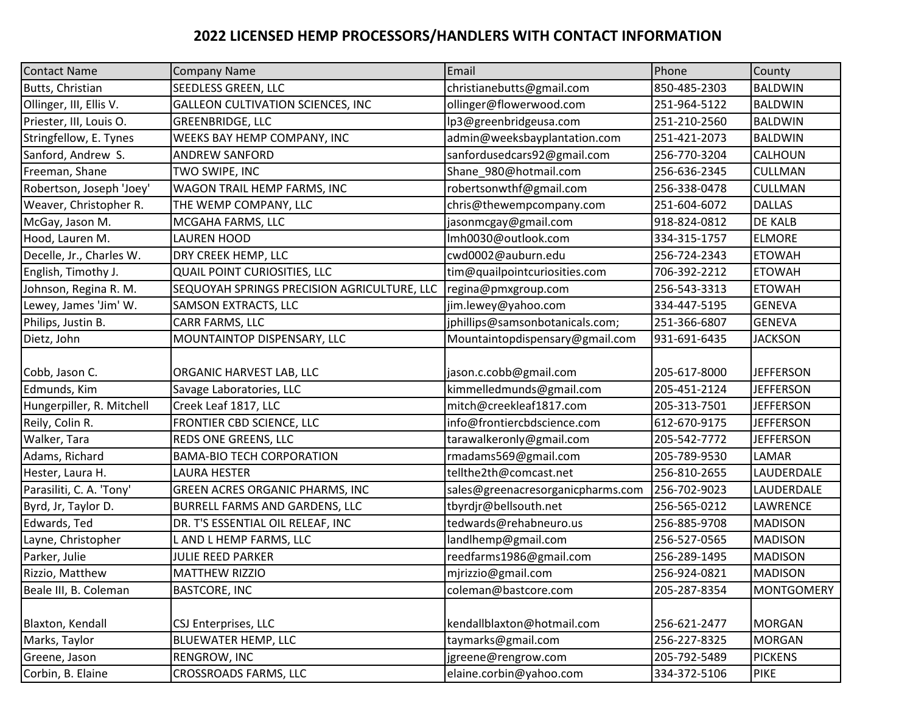# 2022 LICENSED HEMP PROCESSORS/HANDLERS WITH CONTACT INFORMATION

| Contact Name | Company Name | Email | Phone | County |
|---|---|---|---|---|
| Butts, Christian | SEEDLESS GREEN, LLC | christianebutts@gmail.com | 850-485-2303 | BALDWIN |
| Ollinger, III, Ellis V. | GALLEON CULTIVATION SCIENCES, INC | ollinger@flowerwood.com | 251-964-5122 | BALDWIN |
| Priester, III, Louis O. | GREENBRIDGE, LLC | lp3@greenbridgeusa.com | 251-210-2560 | BALDWIN |
| Stringfellow, E. Tynes | WEEKS BAY HEMP COMPANY, INC | admin@weeksbayplantation.com | 251-421-2073 | BALDWIN |
| Sanford, Andrew S. | ANDREW SANFORD | sanfordusedcars92@gmail.com | 256-770-3204 | CALHOUN |
| Freeman, Shane | TWO SWIPE, INC | Shane_980@hotmail.com | 256-636-2345 | CULLMAN |
| Robertson, Joseph 'Joey' | WAGON TRAIL HEMP FARMS, INC | robertsonwthf@gmail.com | 256-338-0478 | CULLMAN |
| Weaver, Christopher R. | THE WEMP COMPANY, LLC | chris@thewempcompany.com | 251-604-6072 | DALLAS |
| McGay, Jason M. | MCGAHA FARMS, LLC | jasonmcgay@gmail.com | 918-824-0812 | DE KALB |
| Hood, Lauren M. | LAUREN HOOD | lmh0030@outlook.com | 334-315-1757 | ELMORE |
| Decelle, Jr., Charles W. | DRY CREEK HEMP, LLC | cwd0002@auburn.edu | 256-724-2343 | ETOWAH |
| English, Timothy J. | QUAIL POINT CURIOSITIES, LLC | tim@quailpointcuriosities.com | 706-392-2212 | ETOWAH |
| Johnson, Regina R. M. | SEQUOYAH SPRINGS PRECISION AGRICULTURE, LLC | regina@pmxgroup.com | 256-543-3313 | ETOWAH |
| Lewey, James 'Jim' W. | SAMSON EXTRACTS, LLC | jim.lewey@yahoo.com | 334-447-5195 | GENEVA |
| Philips, Justin B. | CARR FARMS, LLC | jphillips@samsonbotanicals.com; | 251-366-6807 | GENEVA |
| Dietz, John | MOUNTAINTOP DISPENSARY, LLC | Mountaintopdispensary@gmail.com | 931-691-6435 | JACKSON |
| Cobb, Jason C. | ORGANIC HARVEST LAB, LLC | jason.c.cobb@gmail.com | 205-617-8000 | JEFFERSON |
| Edmunds, Kim | Savage Laboratories, LLC | kimmelledmunds@gmail.com | 205-451-2124 | JEFFERSON |
| Hungerpiller, R. Mitchell | Creek Leaf 1817, LLC | mitch@creekleaf1817.com | 205-313-7501 | JEFFERSON |
| Reily, Colin R. | FRONTIER CBD SCIENCE, LLC | info@frontiercbdscience.com | 612-670-9175 | JEFFERSON |
| Walker, Tara | REDS ONE GREENS, LLC | tarawalkeronly@gmail.com | 205-542-7772 | JEFFERSON |
| Adams, Richard | BAMA-BIO TECH CORPORATION | rmadams569@gmail.com | 205-789-9530 | LAMAR |
| Hester, Laura H. | LAURA HESTER | tellthe2th@comcast.net | 256-810-2655 | LAUDERDALE |
| Parasiliti, C. A. 'Tony' | GREEN ACRES ORGANIC PHARMS, INC | sales@greenacresorganicpharms.com | 256-702-9023 | LAUDERDALE |
| Byrd, Jr, Taylor D. | BURRELL FARMS AND GARDENS, LLC | tbyrdjr@bellsouth.net | 256-565-0212 | LAWRENCE |
| Edwards, Ted | DR. T'S ESSENTIAL OIL RELEAF, INC | tedwards@rehabneuro.us | 256-885-9708 | MADISON |
| Layne, Christopher | L AND L HEMP FARMS, LLC | landlhemp@gmail.com | 256-527-0565 | MADISON |
| Parker, Julie | JULIE REED PARKER | reedfarms1986@gmail.com | 256-289-1495 | MADISON |
| Rizzio, Matthew | MATTHEW RIZZIO | mjrizzio@gmail.com | 256-924-0821 | MADISON |
| Beale III, B. Coleman | BASTCORE, INC | coleman@bastcore.com | 205-287-8354 | MONTGOMERY |
| Blaxton, Kendall | CSJ Enterprises, LLC | kendallblaxton@hotmail.com | 256-621-2477 | MORGAN |
| Marks, Taylor | BLUEWATER HEMP, LLC | taymarks@gmail.com | 256-227-8325 | MORGAN |
| Greene, Jason | RENGROW, INC | jgreene@rengrow.com | 205-792-5489 | PICKENS |
| Corbin, B. Elaine | CROSSROADS FARMS, LLC | elaine.corbin@yahoo.com | 334-372-5106 | PIKE |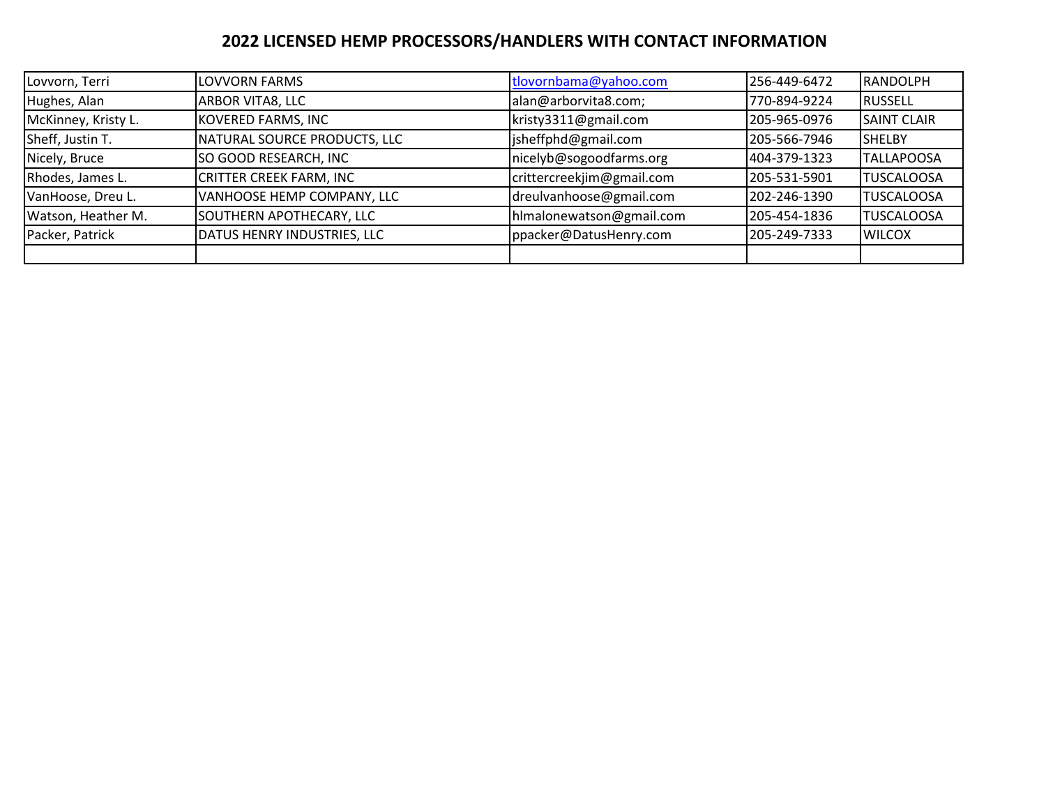# 2022 LICENSED HEMP PROCESSORS/HANDLERS WITH CONTACT INFORMATION

| | | | | |
|---|---|---|---|---|
| Lovvorn, Terri | LOVVORN FARMS | tlovornbama@yahoo.com | 256-449-6472 | RANDOLPH |
| Hughes, Alan | ARBOR VITA8, LLC | alan@arborvita8.com; | 770-894-9224 | RUSSELL |
| McKinney, Kristy L. | KOVERED FARMS, INC | kristy3311@gmail.com | 205-965-0976 | SAINT CLAIR |
| Sheff, Justin T. | NATURAL SOURCE PRODUCTS, LLC | jsheffphd@gmail.com | 205-566-7946 | SHELBY |
| Nicely, Bruce | SO GOOD RESEARCH, INC | nicelyb@sogoodfarms.org | 404-379-1323 | TALLAPOOSA |
| Rhodes, James L. | CRITTER CREEK FARM, INC | crittercreekjim@gmail.com | 205-531-5901 | TUSCALOOSA |
| VanHoose, Dreu L. | VANHOOSE HEMP COMPANY, LLC | dreulvanhoose@gmail.com | 202-246-1390 | TUSCALOOSA |
| Watson, Heather M. | SOUTHERN APOTHECARY, LLC | hlmalonewatson@gmail.com | 205-454-1836 | TUSCALOOSA |
| Packer, Patrick | DATUS HENRY INDUSTRIES, LLC | ppacker@DatusHenry.com | 205-249-7333 | WILCOX |
| | | | | |